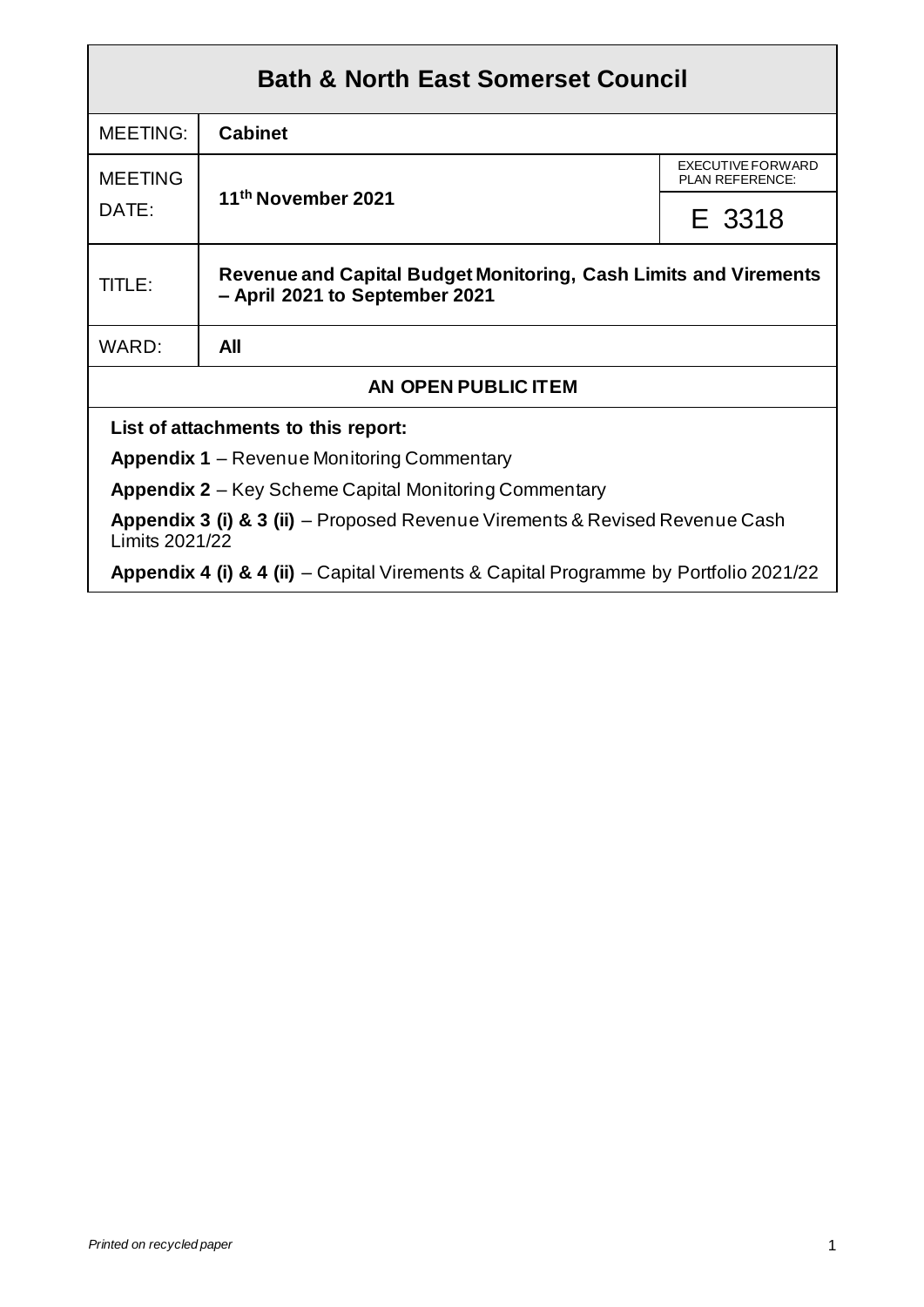# Bath & North East Somerset Council

| MEETING: | **Cabinet** | |
|---|---|---|
| MEETING DATE: | **11th November 2021** | EXECUTIVE FORWARD PLAN REFERENCE: E 3318 |
| TITLE: | **Revenue and Capital Budget Monitoring, Cash Limits and Virements – April 2021 to September 2021** | |
| WARD: | **All** | |

**AN OPEN PUBLIC ITEM**

**List of attachments to this report:**

**Appendix 1** – Revenue Monitoring Commentary

**Appendix 2** – Key Scheme Capital Monitoring Commentary

**Appendix 3 (i) & 3 (ii)** – Proposed Revenue Virements & Revised Revenue Cash Limits 2021/22

**Appendix 4 (i) & 4 (ii)** – Capital Virements & Capital Programme by Portfolio 2021/22

*Printed on recycled paper*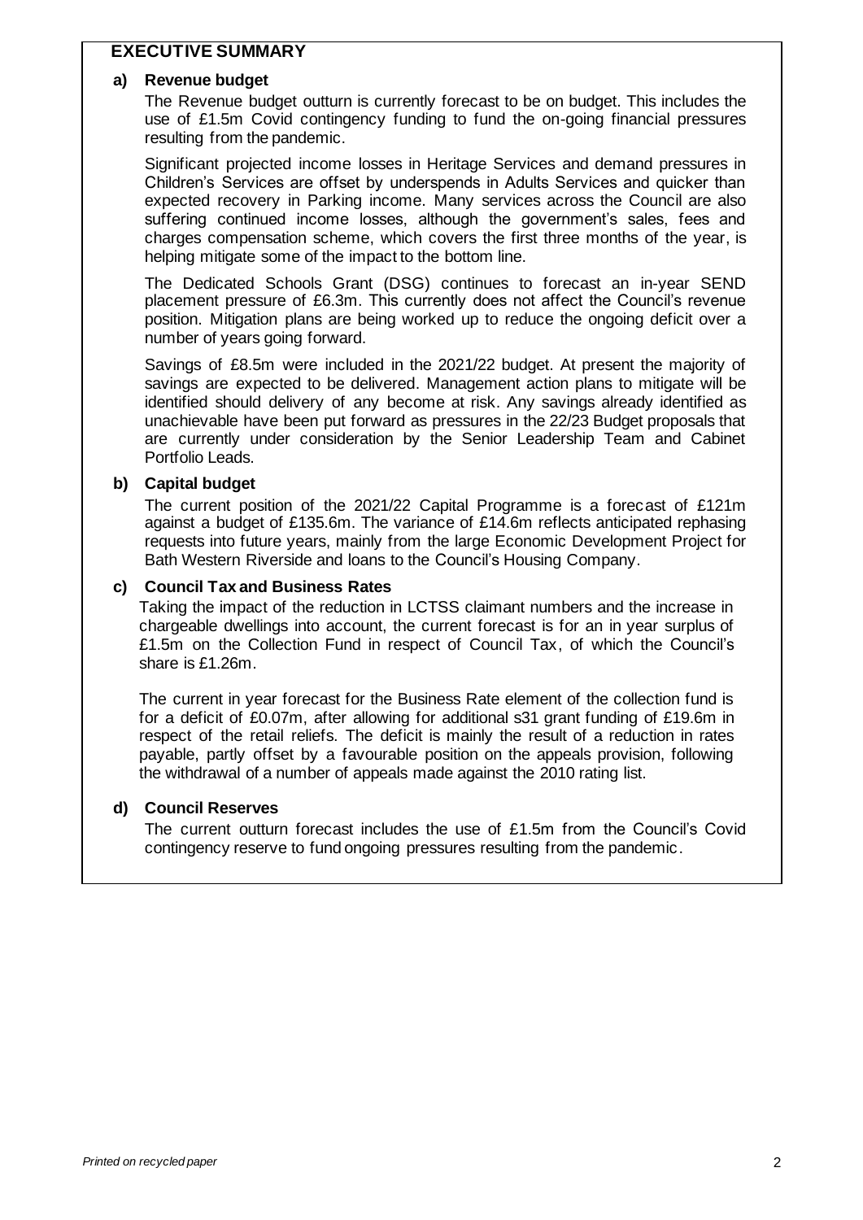## EXECUTIVE SUMMARY

### a) Revenue budget

The Revenue budget outturn is currently forecast to be on budget. This includes the use of £1.5m Covid contingency funding to fund the on-going financial pressures resulting from the pandemic.

Significant projected income losses in Heritage Services and demand pressures in Children's Services are offset by underspends in Adults Services and quicker than expected recovery in Parking income. Many services across the Council are also suffering continued income losses, although the government's sales, fees and charges compensation scheme, which covers the first three months of the year, is helping mitigate some of the impact to the bottom line.

The Dedicated Schools Grant (DSG) continues to forecast an in-year SEND placement pressure of £6.3m. This currently does not affect the Council's revenue position. Mitigation plans are being worked up to reduce the ongoing deficit over a number of years going forward.

Savings of £8.5m were included in the 2021/22 budget. At present the majority of savings are expected to be delivered. Management action plans to mitigate will be identified should delivery of any become at risk. Any savings already identified as unachievable have been put forward as pressures in the 22/23 Budget proposals that are currently under consideration by the Senior Leadership Team and Cabinet Portfolio Leads.

### b) Capital budget

The current position of the 2021/22 Capital Programme is a forecast of £121m against a budget of £135.6m. The variance of £14.6m reflects anticipated rephasing requests into future years, mainly from the large Economic Development Project for Bath Western Riverside and loans to the Council's Housing Company.

### c) Council Tax and Business Rates

Taking the impact of the reduction in LCTSS claimant numbers and the increase in chargeable dwellings into account, the current forecast is for an in year surplus of £1.5m on the Collection Fund in respect of Council Tax, of which the Council's share is £1.26m.

The current in year forecast for the Business Rate element of the collection fund is for a deficit of £0.07m, after allowing for additional s31 grant funding of £19.6m in respect of the retail reliefs. The deficit is mainly the result of a reduction in rates payable, partly offset by a favourable position on the appeals provision, following the withdrawal of a number of appeals made against the 2010 rating list.

### d) Council Reserves

The current outturn forecast includes the use of £1.5m from the Council's Covid contingency reserve to fund ongoing pressures resulting from the pandemic.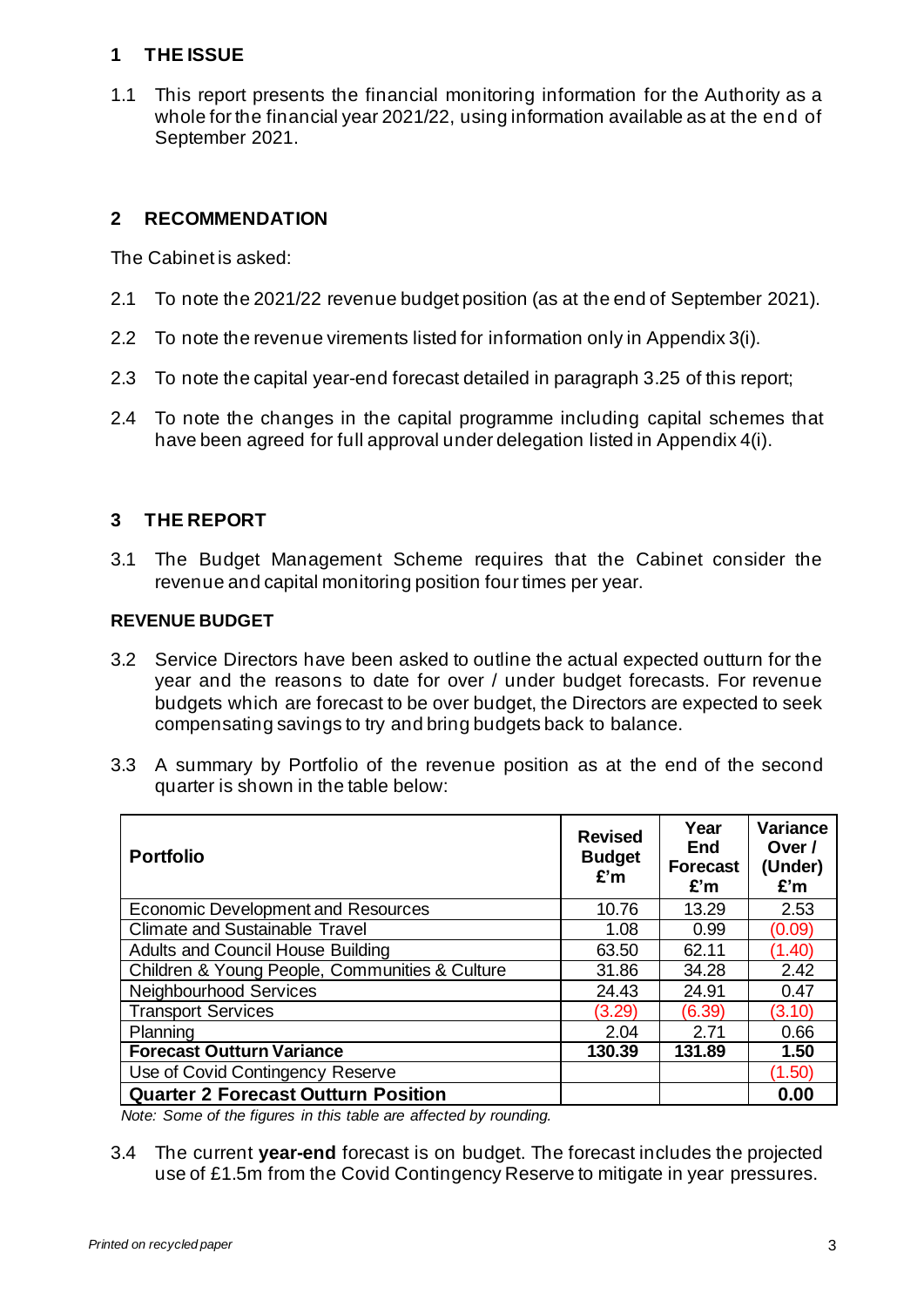## 1 THE ISSUE

1.1 This report presents the financial monitoring information for the Authority as a whole for the financial year 2021/22, using information available as at the end of September 2021.

## 2 RECOMMENDATION

The Cabinet is asked:

2.1 To note the 2021/22 revenue budget position (as at the end of September 2021).

2.2 To note the revenue virements listed for information only in Appendix 3(i).

2.3 To note the capital year-end forecast detailed in paragraph 3.25 of this report;

2.4 To note the changes in the capital programme including capital schemes that have been agreed for full approval under delegation listed in Appendix 4(i).

## 3 THE REPORT

3.1 The Budget Management Scheme requires that the Cabinet consider the revenue and capital monitoring position four times per year.

**REVENUE BUDGET**

3.2 Service Directors have been asked to outline the actual expected outturn for the year and the reasons to date for over / under budget forecasts. For revenue budgets which are forecast to be over budget, the Directors are expected to seek compensating savings to try and bring budgets back to balance.

3.3 A summary by Portfolio of the revenue position as at the end of the second quarter is shown in the table below:

| Portfolio | Revised Budget £'m | Year End Forecast £'m | Variance Over / (Under) £'m |
|---|---|---|---|
| Economic Development and Resources | 10.76 | 13.29 | 2.53 |
| Climate and Sustainable Travel | 1.08 | 0.99 | (0.09) |
| Adults and Council House Building | 63.50 | 62.11 | (1.40) |
| Children & Young People, Communities & Culture | 31.86 | 34.28 | 2.42 |
| Neighbourhood Services | 24.43 | 24.91 | 0.47 |
| Transport Services | (3.29) | (6.39) | (3.10) |
| Planning | 2.04 | 2.71 | 0.66 |
| **Forecast Outturn Variance** | **130.39** | **131.89** | **1.50** |
| Use of Covid Contingency Reserve | | | (1.50) |
| **Quarter 2 Forecast Outturn Position** | | | **0.00** |

*Note: Some of the figures in this table are affected by rounding.*

3.4 The current **year-end** forecast is on budget. The forecast includes the projected use of £1.5m from the Covid Contingency Reserve to mitigate in year pressures.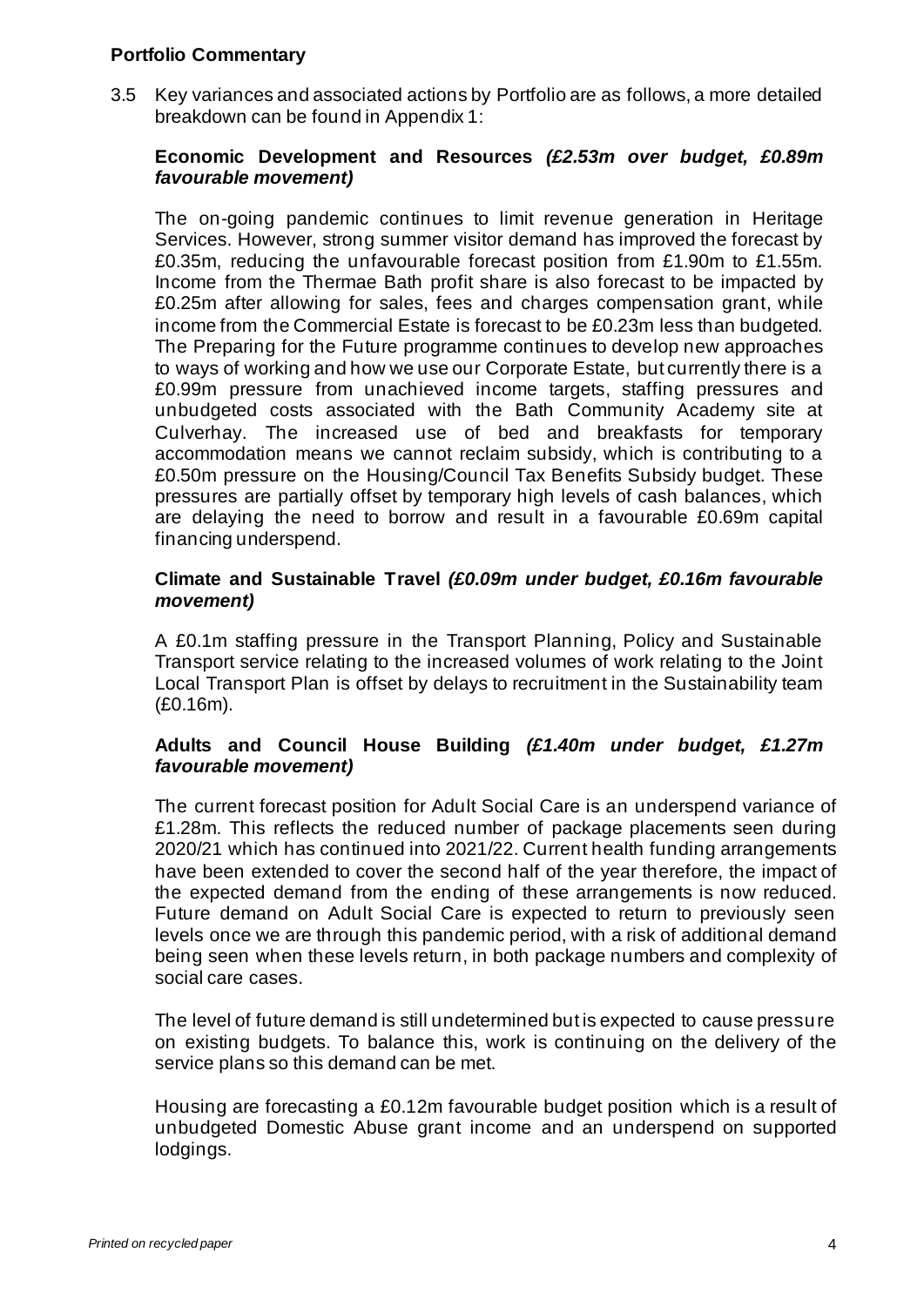### Portfolio Commentary

3.5 Key variances and associated actions by Portfolio are as follows, a more detailed breakdown can be found in Appendix 1:

**Economic Development and Resources** ***(£2.53m over budget, £0.89m favourable movement)***

The on-going pandemic continues to limit revenue generation in Heritage Services. However, strong summer visitor demand has improved the forecast by £0.35m, reducing the unfavourable forecast position from £1.90m to £1.55m. Income from the Thermae Bath profit share is also forecast to be impacted by £0.25m after allowing for sales, fees and charges compensation grant, while income from the Commercial Estate is forecast to be £0.23m less than budgeted. The Preparing for the Future programme continues to develop new approaches to ways of working and how we use our Corporate Estate, but currently there is a £0.99m pressure from unachieved income targets, staffing pressures and unbudgeted costs associated with the Bath Community Academy site at Culverhay. The increased use of bed and breakfasts for temporary accommodation means we cannot reclaim subsidy, which is contributing to a £0.50m pressure on the Housing/Council Tax Benefits Subsidy budget. These pressures are partially offset by temporary high levels of cash balances, which are delaying the need to borrow and result in a favourable £0.69m capital financing underspend.

**Climate and Sustainable Travel** ***(£0.09m under budget, £0.16m favourable movement)***

A £0.1m staffing pressure in the Transport Planning, Policy and Sustainable Transport service relating to the increased volumes of work relating to the Joint Local Transport Plan is offset by delays to recruitment in the Sustainability team (£0.16m).

**Adults and Council House Building** ***(£1.40m under budget, £1.27m favourable movement)***

The current forecast position for Adult Social Care is an underspend variance of £1.28m. This reflects the reduced number of package placements seen during 2020/21 which has continued into 2021/22. Current health funding arrangements have been extended to cover the second half of the year therefore, the impact of the expected demand from the ending of these arrangements is now reduced. Future demand on Adult Social Care is expected to return to previously seen levels once we are through this pandemic period, with a risk of additional demand being seen when these levels return, in both package numbers and complexity of social care cases.

The level of future demand is still undetermined but is expected to cause pressure on existing budgets. To balance this, work is continuing on the delivery of the service plans so this demand can be met.

Housing are forecasting a £0.12m favourable budget position which is a result of unbudgeted Domestic Abuse grant income and an underspend on supported lodgings.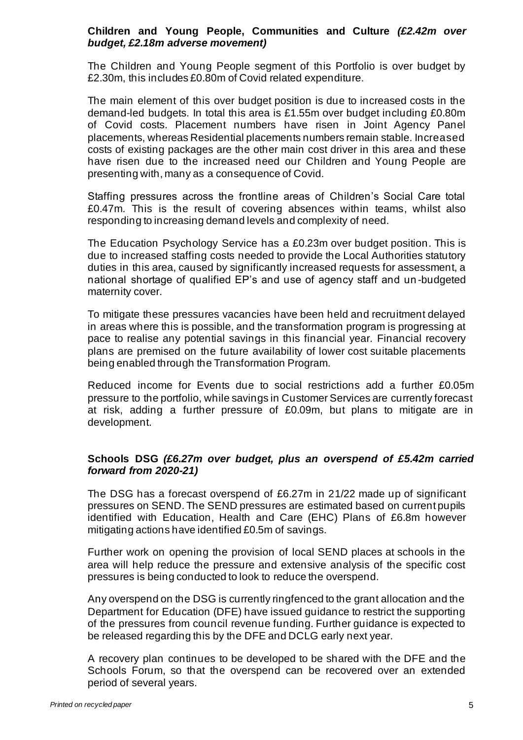**Children and Young People, Communities and Culture *(£2.42m over budget, £2.18m adverse movement)***

The Children and Young People segment of this Portfolio is over budget by £2.30m, this includes £0.80m of Covid related expenditure.

The main element of this over budget position is due to increased costs in the demand-led budgets. In total this area is £1.55m over budget including £0.80m of Covid costs. Placement numbers have risen in Joint Agency Panel placements, whereas Residential placements numbers remain stable. Increased costs of existing packages are the other main cost driver in this area and these have risen due to the increased need our Children and Young People are presenting with, many as a consequence of Covid.

Staffing pressures across the frontline areas of Children's Social Care total £0.47m. This is the result of covering absences within teams, whilst also responding to increasing demand levels and complexity of need.

The Education Psychology Service has a £0.23m over budget position. This is due to increased staffing costs needed to provide the Local Authorities statutory duties in this area, caused by significantly increased requests for assessment, a national shortage of qualified EP's and use of agency staff and un-budgeted maternity cover.

To mitigate these pressures vacancies have been held and recruitment delayed in areas where this is possible, and the transformation program is progressing at pace to realise any potential savings in this financial year. Financial recovery plans are premised on the future availability of lower cost suitable placements being enabled through the Transformation Program.

Reduced income for Events due to social restrictions add a further £0.05m pressure to the portfolio, while savings in Customer Services are currently forecast at risk, adding a further pressure of £0.09m, but plans to mitigate are in development.

**Schools DSG *(£6.27m over budget, plus an overspend of £5.42m carried forward from 2020-21)***

The DSG has a forecast overspend of £6.27m in 21/22 made up of significant pressures on SEND. The SEND pressures are estimated based on current pupils identified with Education, Health and Care (EHC) Plans of £6.8m however mitigating actions have identified £0.5m of savings.

Further work on opening the provision of local SEND places at schools in the area will help reduce the pressure and extensive analysis of the specific cost pressures is being conducted to look to reduce the overspend.

Any overspend on the DSG is currently ringfenced to the grant allocation and the Department for Education (DFE) have issued guidance to restrict the supporting of the pressures from council revenue funding. Further guidance is expected to be released regarding this by the DFE and DCLG early next year.

A recovery plan continues to be developed to be shared with the DFE and the Schools Forum, so that the overspend can be recovered over an extended period of several years.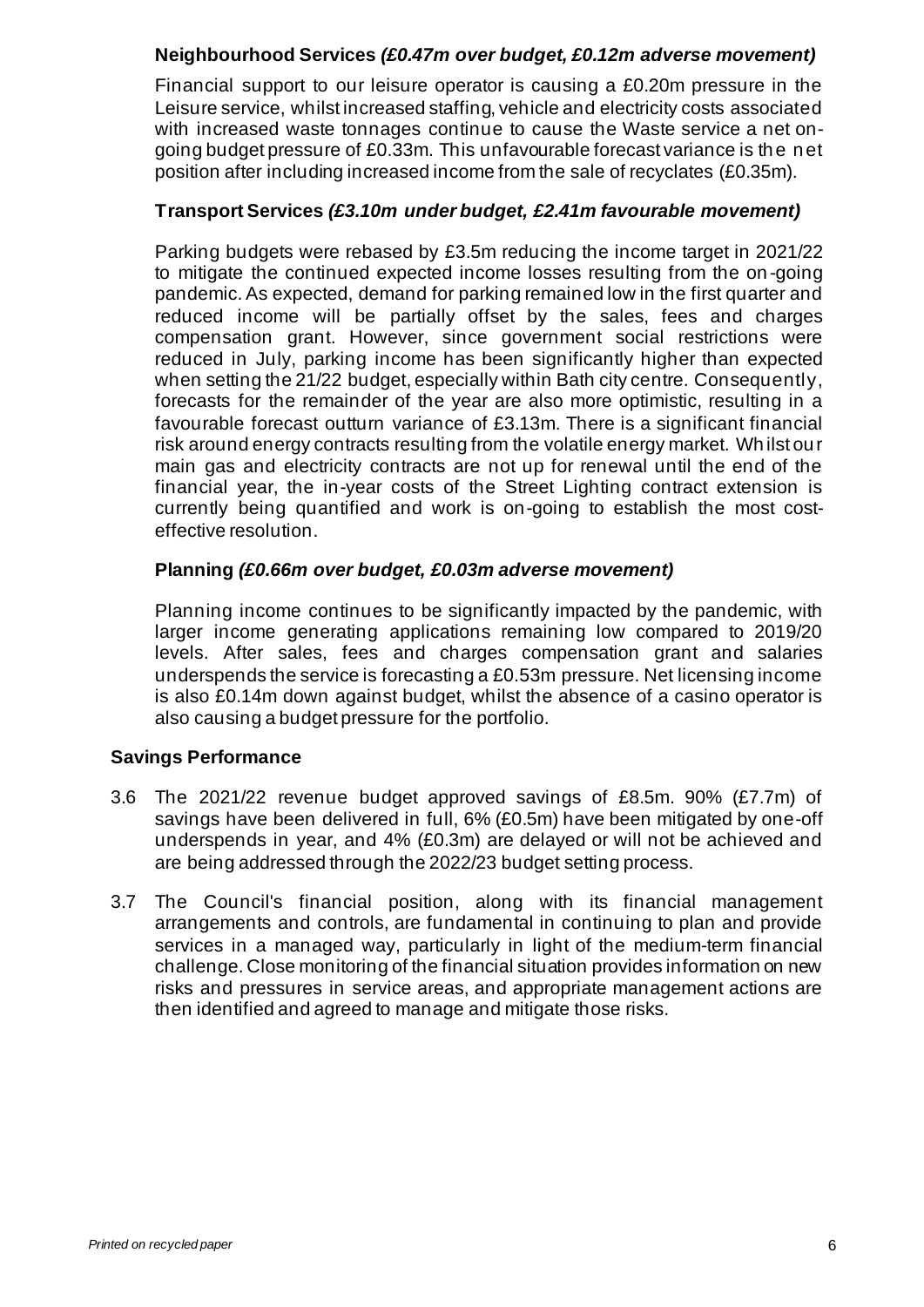**Neighbourhood Services** ***(£0.47m over budget, £0.12m adverse movement)***

Financial support to our leisure operator is causing a £0.20m pressure in the Leisure service, whilst increased staffing, vehicle and electricity costs associated with increased waste tonnages continue to cause the Waste service a net on-going budget pressure of £0.33m. This unfavourable forecast variance is the net position after including increased income from the sale of recyclates (£0.35m).

**Transport Services** ***(£3.10m under budget, £2.41m favourable movement)***

Parking budgets were rebased by £3.5m reducing the income target in 2021/22 to mitigate the continued expected income losses resulting from the on-going pandemic. As expected, demand for parking remained low in the first quarter and reduced income will be partially offset by the sales, fees and charges compensation grant. However, since government social restrictions were reduced in July, parking income has been significantly higher than expected when setting the 21/22 budget, especially within Bath city centre. Consequently, forecasts for the remainder of the year are also more optimistic, resulting in a favourable forecast outturn variance of £3.13m. There is a significant financial risk around energy contracts resulting from the volatile energy market. Whilst our main gas and electricity contracts are not up for renewal until the end of the financial year, the in-year costs of the Street Lighting contract extension is currently being quantified and work is on-going to establish the most cost-effective resolution.

**Planning** ***(£0.66m over budget, £0.03m adverse movement)***

Planning income continues to be significantly impacted by the pandemic, with larger income generating applications remaining low compared to 2019/20 levels. After sales, fees and charges compensation grant and salaries underspends the service is forecasting a £0.53m pressure. Net licensing income is also £0.14m down against budget, whilst the absence of a casino operator is also causing a budget pressure for the portfolio.

**Savings Performance**

3.6 The 2021/22 revenue budget approved savings of £8.5m. 90% (£7.7m) of savings have been delivered in full, 6% (£0.5m) have been mitigated by one-off underspends in year, and 4% (£0.3m) are delayed or will not be achieved and are being addressed through the 2022/23 budget setting process.

3.7 The Council's financial position, along with its financial management arrangements and controls, are fundamental in continuing to plan and provide services in a managed way, particularly in light of the medium-term financial challenge. Close monitoring of the financial situation provides information on new risks and pressures in service areas, and appropriate management actions are then identified and agreed to manage and mitigate those risks.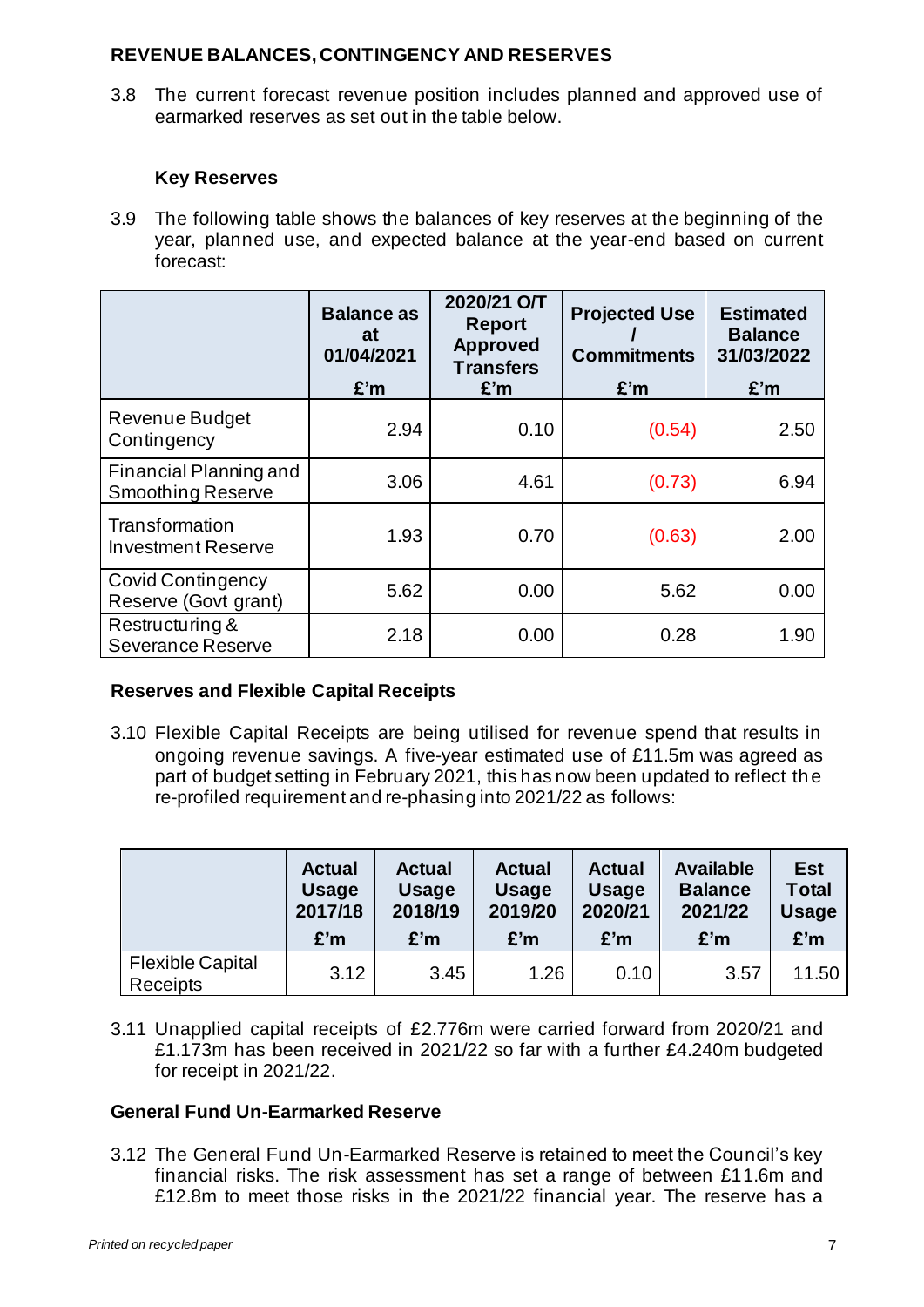## REVENUE BALANCES, CONTINGENCY AND RESERVES

3.8 The current forecast revenue position includes planned and approved use of earmarked reserves as set out in the table below.

### Key Reserves

3.9 The following table shows the balances of key reserves at the beginning of the year, planned use, and expected balance at the year-end based on current forecast:

| | Balance as at 01/04/2021 £'m | 2020/21 O/T Report Approved Transfers £'m | Projected Use / Commitments £'m | Estimated Balance 31/03/2022 £'m |
|---|---|---|---|---|
| Revenue Budget Contingency | 2.94 | 0.10 | (0.54) | 2.50 |
| Financial Planning and Smoothing Reserve | 3.06 | 4.61 | (0.73) | 6.94 |
| Transformation Investment Reserve | 1.93 | 0.70 | (0.63) | 2.00 |
| Covid Contingency Reserve (Govt grant) | 5.62 | 0.00 | 5.62 | 0.00 |
| Restructuring & Severance Reserve | 2.18 | 0.00 | 0.28 | 1.90 |

### Reserves and Flexible Capital Receipts

3.10 Flexible Capital Receipts are being utilised for revenue spend that results in ongoing revenue savings. A five-year estimated use of £11.5m was agreed as part of budget setting in February 2021, this has now been updated to reflect the re-profiled requirement and re-phasing into 2021/22 as follows:

| | Actual Usage 2017/18 £'m | Actual Usage 2018/19 £'m | Actual Usage 2019/20 £'m | Actual Usage 2020/21 £'m | Available Balance 2021/22 £'m | Est Total Usage £'m |
|---|---|---|---|---|---|---|
| Flexible Capital Receipts | 3.12 | 3.45 | 1.26 | 0.10 | 3.57 | 11.50 |

3.11 Unapplied capital receipts of £2.776m were carried forward from 2020/21 and £1.173m has been received in 2021/22 so far with a further £4.240m budgeted for receipt in 2021/22.

### General Fund Un-Earmarked Reserve

3.12 The General Fund Un-Earmarked Reserve is retained to meet the Council's key financial risks. The risk assessment has set a range of between £11.6m and £12.8m to meet those risks in the 2021/22 financial year. The reserve has a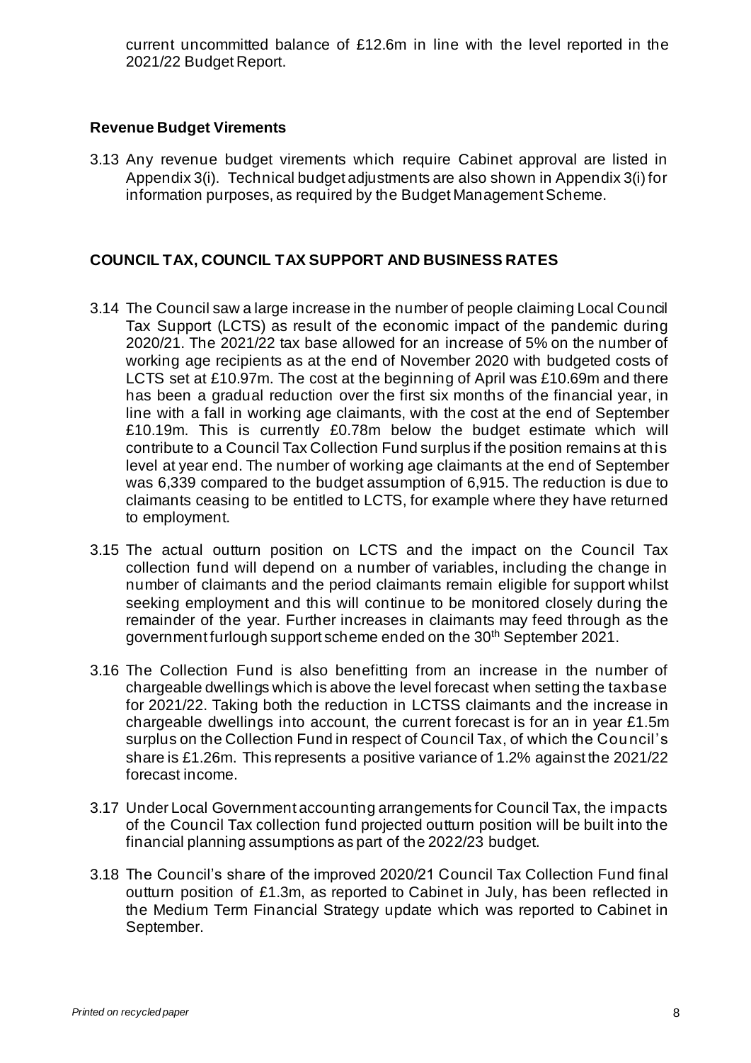current uncommitted balance of £12.6m in line with the level reported in the 2021/22 Budget Report.

### Revenue Budget Virements

3.13 Any revenue budget virements which require Cabinet approval are listed in Appendix 3(i). Technical budget adjustments are also shown in Appendix 3(i) for information purposes, as required by the Budget Management Scheme.

## COUNCIL TAX, COUNCIL TAX SUPPORT AND BUSINESS RATES

3.14 The Council saw a large increase in the number of people claiming Local Council Tax Support (LCTS) as result of the economic impact of the pandemic during 2020/21. The 2021/22 tax base allowed for an increase of 5% on the number of working age recipients as at the end of November 2020 with budgeted costs of LCTS set at £10.97m. The cost at the beginning of April was £10.69m and there has been a gradual reduction over the first six months of the financial year, in line with a fall in working age claimants, with the cost at the end of September £10.19m. This is currently £0.78m below the budget estimate which will contribute to a Council Tax Collection Fund surplus if the position remains at this level at year end. The number of working age claimants at the end of September was 6,339 compared to the budget assumption of 6,915. The reduction is due to claimants ceasing to be entitled to LCTS, for example where they have returned to employment.

3.15 The actual outturn position on LCTS and the impact on the Council Tax collection fund will depend on a number of variables, including the change in number of claimants and the period claimants remain eligible for support whilst seeking employment and this will continue to be monitored closely during the remainder of the year. Further increases in claimants may feed through as the government furlough support scheme ended on the 30th September 2021.

3.16 The Collection Fund is also benefitting from an increase in the number of chargeable dwellings which is above the level forecast when setting the taxbase for 2021/22. Taking both the reduction in LCTSS claimants and the increase in chargeable dwellings into account, the current forecast is for an in year £1.5m surplus on the Collection Fund in respect of Council Tax, of which the Council's share is £1.26m. This represents a positive variance of 1.2% against the 2021/22 forecast income.

3.17 Under Local Government accounting arrangements for Council Tax, the impacts of the Council Tax collection fund projected outturn position will be built into the financial planning assumptions as part of the 2022/23 budget.

3.18 The Council's share of the improved 2020/21 Council Tax Collection Fund final outturn position of £1.3m, as reported to Cabinet in July, has been reflected in the Medium Term Financial Strategy update which was reported to Cabinet in September.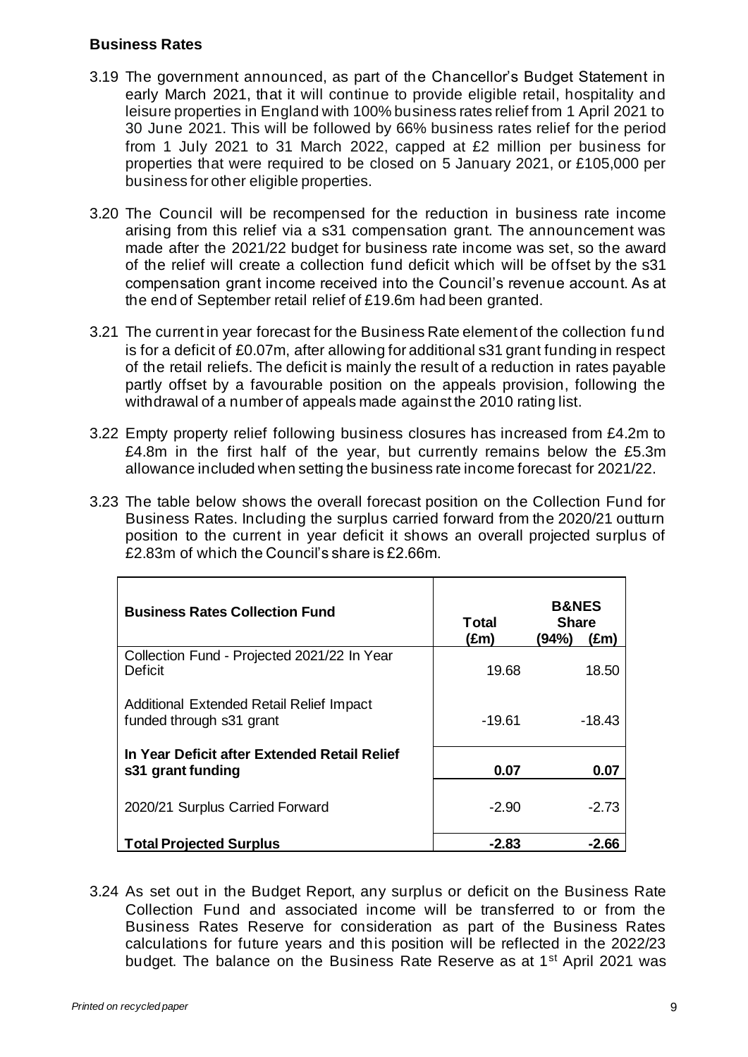## Business Rates

3.19 The government announced, as part of the Chancellor's Budget Statement in early March 2021, that it will continue to provide eligible retail, hospitality and leisure properties in England with 100% business rates relief from 1 April 2021 to 30 June 2021. This will be followed by 66% business rates relief for the period from 1 July 2021 to 31 March 2022, capped at £2 million per business for properties that were required to be closed on 5 January 2021, or £105,000 per business for other eligible properties.

3.20 The Council will be recompensed for the reduction in business rate income arising from this relief via a s31 compensation grant. The announcement was made after the 2021/22 budget for business rate income was set, so the award of the relief will create a collection fund deficit which will be offset by the s31 compensation grant income received into the Council's revenue account. As at the end of September retail relief of £19.6m had been granted.

3.21 The current in year forecast for the Business Rate element of the collection fund is for a deficit of £0.07m, after allowing for additional s31 grant funding in respect of the retail reliefs. The deficit is mainly the result of a reduction in rates payable partly offset by a favourable position on the appeals provision, following the withdrawal of a number of appeals made against the 2010 rating list.

3.22 Empty property relief following business closures has increased from £4.2m to £4.8m in the first half of the year, but currently remains below the £5.3m allowance included when setting the business rate income forecast for 2021/22.

3.23 The table below shows the overall forecast position on the Collection Fund for Business Rates. Including the surplus carried forward from the 2020/21 outturn position to the current in year deficit it shows an overall projected surplus of £2.83m of which the Council's share is £2.66m.

| **Business Rates Collection Fund** | **Total (£m)** | **B&NES Share (94%) (£m)** |
|---|---|---|
| Collection Fund - Projected 2021/22 In Year Deficit | 19.68 | 18.50 |
| Additional Extended Retail Relief Impact funded through s31 grant | -19.61 | -18.43 |
| **In Year Deficit after Extended Retail Relief s31 grant funding** | **0.07** | **0.07** |
| 2020/21 Surplus Carried Forward | -2.90 | -2.73 |
| **Total Projected Surplus** | **-2.83** | **-2.66** |

3.24 As set out in the Budget Report, any surplus or deficit on the Business Rate Collection Fund and associated income will be transferred to or from the Business Rates Reserve for consideration as part of the Business Rates calculations for future years and this position will be reflected in the 2022/23 budget. The balance on the Business Rate Reserve as at 1st April 2021 was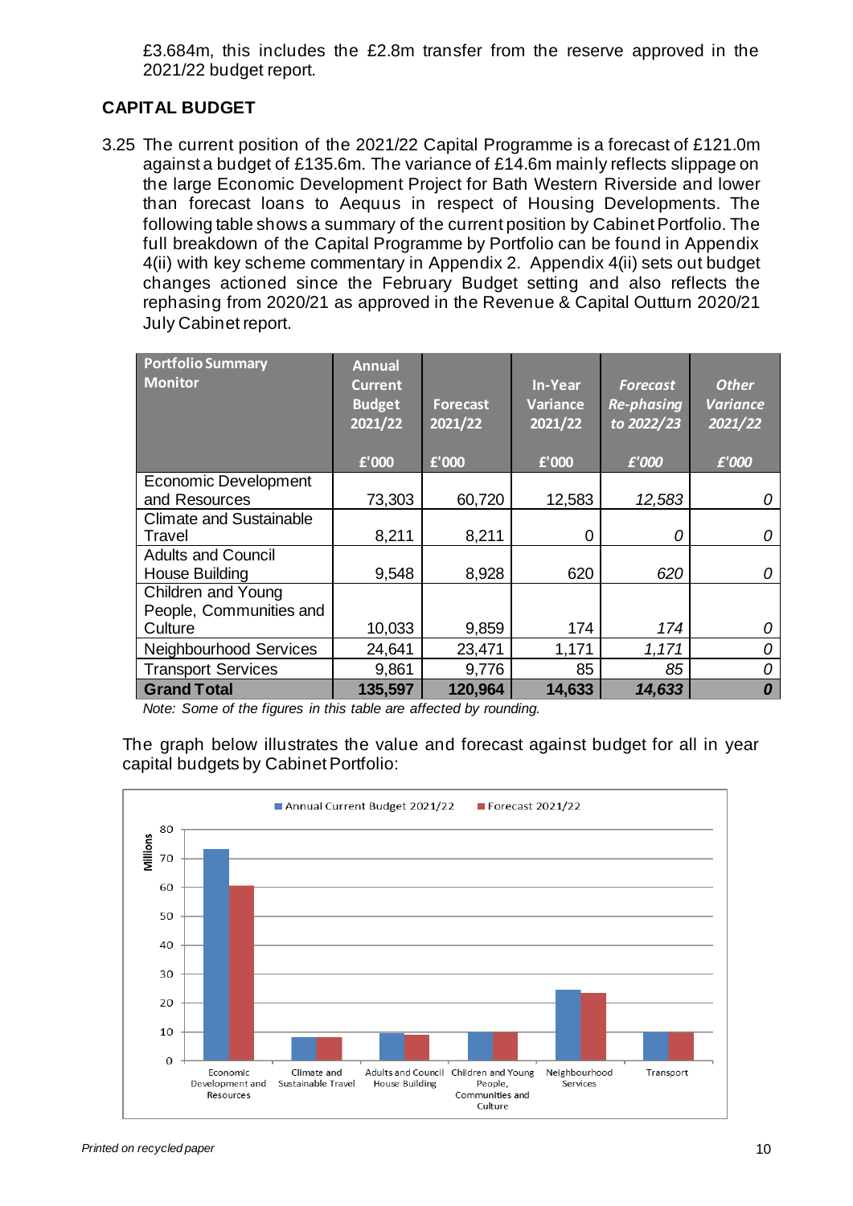£3.684m, this includes the £2.8m transfer from the reserve approved in the 2021/22 budget report.

## CAPITAL BUDGET

3.25 The current position of the 2021/22 Capital Programme is a forecast of £121.0m against a budget of £135.6m. The variance of £14.6m mainly reflects slippage on the large Economic Development Project for Bath Western Riverside and lower than forecast loans to Aequus in respect of Housing Developments. The following table shows a summary of the current position by Cabinet Portfolio. The full breakdown of the Capital Programme by Portfolio can be found in Appendix 4(ii) with key scheme commentary in Appendix 2. Appendix 4(ii) sets out budget changes actioned since the February Budget setting and also reflects the rephasing from 2020/21 as approved in the Revenue & Capital Outturn 2020/21 July Cabinet report.

| Portfolio Summary Monitor | Annual Current Budget 2021/22 £'000 | Forecast 2021/22 £'000 | In-Year Variance 2021/22 £'000 | *Forecast Re-phasing to 2022/23 £'000* | *Other Variance 2021/22 £'000* |
|---|---|---|---|---|---|
| Economic Development and Resources | 73,303 | 60,720 | 12,583 | *12,583* | *0* |
| Climate and Sustainable Travel | 8,211 | 8,211 | 0 | *0* | *0* |
| Adults and Council House Building | 9,548 | 8,928 | 620 | *620* | *0* |
| Children and Young People, Communities and Culture | 10,033 | 9,859 | 174 | *174* | *0* |
| Neighbourhood Services | 24,641 | 23,471 | 1,171 | *1,171* | *0* |
| Transport Services | 9,861 | 9,776 | 85 | *85* | *0* |
| **Grand Total** | **135,597** | **120,964** | **14,633** | ***14,633*** | ***0*** |

*Note: Some of the figures in this table are affected by rounding.*

The graph below illustrates the value and forecast against budget for all in year capital budgets by Cabinet Portfolio: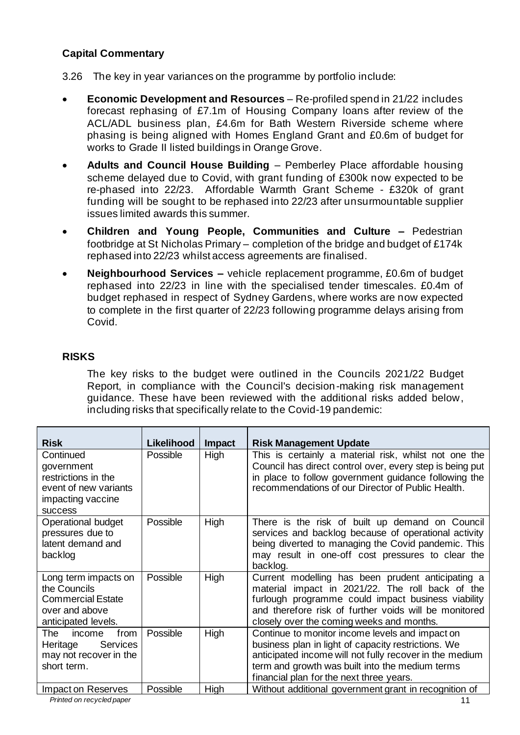### Capital Commentary

3.26 The key in year variances on the programme by portfolio include:

- **Economic Development and Resources** – Re-profiled spend in 21/22 includes forecast rephasing of £7.1m of Housing Company loans after review of the ACL/ADL business plan, £4.6m for Bath Western Riverside scheme where phasing is being aligned with Homes England Grant and £0.6m of budget for works to Grade II listed buildings in Orange Grove.
- **Adults and Council House Building** – Pemberley Place affordable housing scheme delayed due to Covid, with grant funding of £300k now expected to be re-phased into 22/23. Affordable Warmth Grant Scheme - £320k of grant funding will be sought to be rephased into 22/23 after unsurmountable supplier issues limited awards this summer.
- **Children and Young People, Communities and Culture –** Pedestrian footbridge at St Nicholas Primary – completion of the bridge and budget of £174k rephased into 22/23 whilst access agreements are finalised.
- **Neighbourhood Services –** vehicle replacement programme, £0.6m of budget rephased into 22/23 in line with the specialised tender timescales. £0.4m of budget rephased in respect of Sydney Gardens, where works are now expected to complete in the first quarter of 22/23 following programme delays arising from Covid.

### RISKS

The key risks to the budget were outlined in the Councils 2021/22 Budget Report, in compliance with the Council's decision-making risk management guidance. These have been reviewed with the additional risks added below, including risks that specifically relate to the Covid-19 pandemic:

| Risk | Likelihood | Impact | Risk Management Update |
|---|---|---|---|
| Continued government restrictions in the event of new variants impacting vaccine success | Possible | High | This is certainly a material risk, whilst not one the Council has direct control over, every step is being put in place to follow government guidance following the recommendations of our Director of Public Health. |
| Operational budget pressures due to latent demand and backlog | Possible | High | There is the risk of built up demand on Council services and backlog because of operational activity being diverted to managing the Covid pandemic. This may result in one-off cost pressures to clear the backlog. |
| Long term impacts on the Councils Commercial Estate over and above anticipated levels. | Possible | High | Current modelling has been prudent anticipating a material impact in 2021/22. The roll back of the furlough programme could impact business viability and therefore risk of further voids will be monitored closely over the coming weeks and months. |
| The income from Heritage Services may not recover in the short term. | Possible | High | Continue to monitor income levels and impact on business plan in light of capacity restrictions. We anticipated income will not fully recover in the medium term and growth was built into the medium terms financial plan for the next three years. |
| Impact on Reserves | Possible | High | Without additional government grant in recognition of |

*Printed on recycled paper*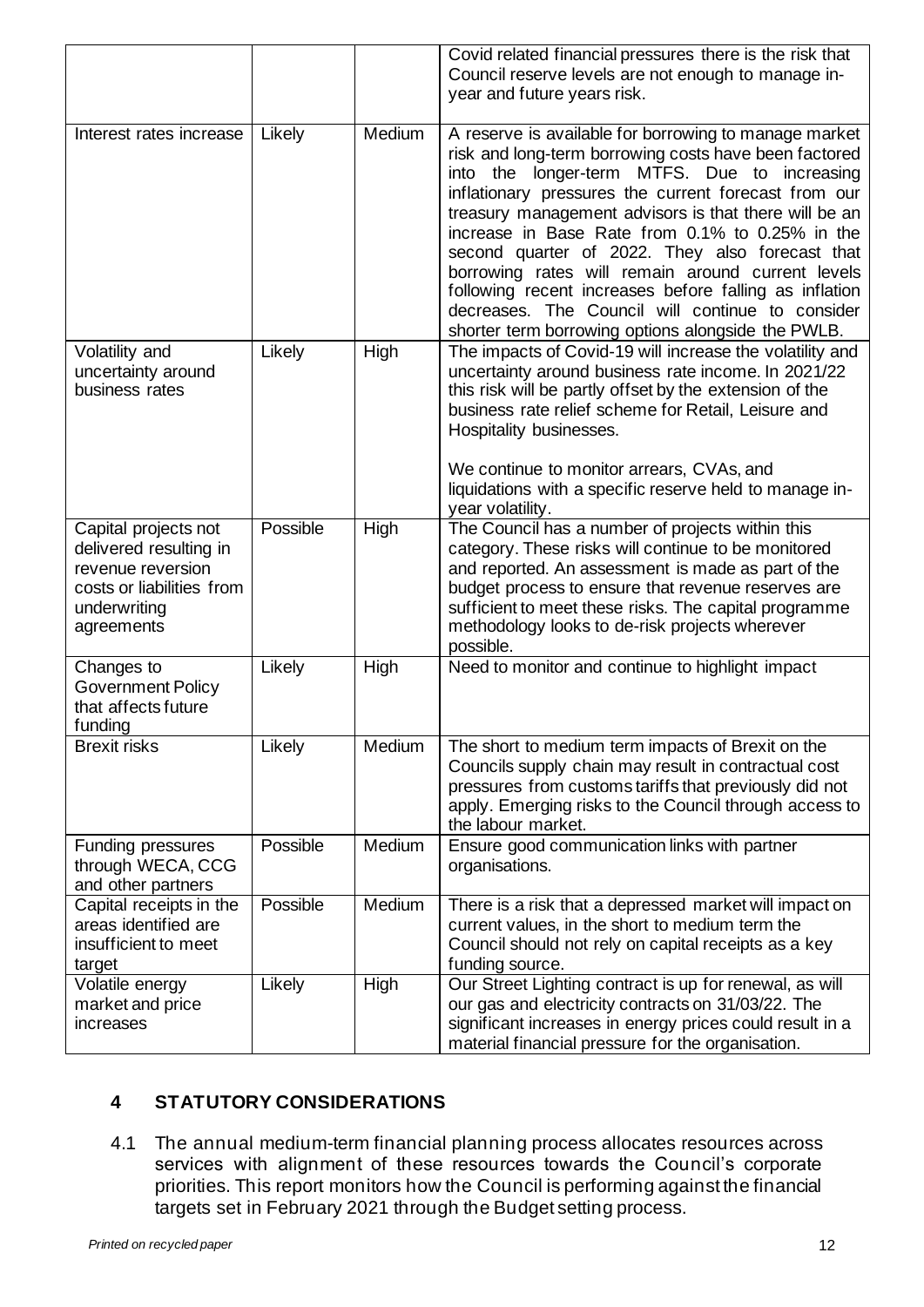| | | | |
|---|---|---|---|
| | | | Covid related financial pressures there is the risk that Council reserve levels are not enough to manage in-year and future years risk. |
| Interest rates increase | Likely | Medium | A reserve is available for borrowing to manage market risk and long-term borrowing costs have been factored into the longer-term MTFS. Due to increasing inflationary pressures the current forecast from our treasury management advisors is that there will be an increase in Base Rate from 0.1% to 0.25% in the second quarter of 2022. They also forecast that borrowing rates will remain around current levels following recent increases before falling as inflation decreases. The Council will continue to consider shorter term borrowing options alongside the PWLB. |
| Volatility and uncertainty around business rates | Likely | High | The impacts of Covid-19 will increase the volatility and uncertainty around business rate income. In 2021/22 this risk will be partly offset by the extension of the business rate relief scheme for Retail, Leisure and Hospitality businesses.<br><br>We continue to monitor arrears, CVAs, and liquidations with a specific reserve held to manage in-year volatility. |
| Capital projects not delivered resulting in revenue reversion costs or liabilities from underwriting agreements | Possible | High | The Council has a number of projects within this category. These risks will continue to be monitored and reported. An assessment is made as part of the budget process to ensure that revenue reserves are sufficient to meet these risks. The capital programme methodology looks to de-risk projects wherever possible. |
| Changes to Government Policy that affects future funding | Likely | High | Need to monitor and continue to highlight impact |
| Brexit risks | Likely | Medium | The short to medium term impacts of Brexit on the Councils supply chain may result in contractual cost pressures from customs tariffs that previously did not apply. Emerging risks to the Council through access to the labour market. |
| Funding pressures through WECA, CCG and other partners | Possible | Medium | Ensure good communication links with partner organisations. |
| Capital receipts in the areas identified are insufficient to meet target | Possible | Medium | There is a risk that a depressed market will impact on current values, in the short to medium term the Council should not rely on capital receipts as a key funding source. |
| Volatile energy market and price increases | Likely | High | Our Street Lighting contract is up for renewal, as will our gas and electricity contracts on 31/03/22. The significant increases in energy prices could result in a material financial pressure for the organisation. |

## 4 STATUTORY CONSIDERATIONS

4.1 The annual medium-term financial planning process allocates resources across services with alignment of these resources towards the Council's corporate priorities. This report monitors how the Council is performing against the financial targets set in February 2021 through the Budget setting process.

*Printed on recycled paper*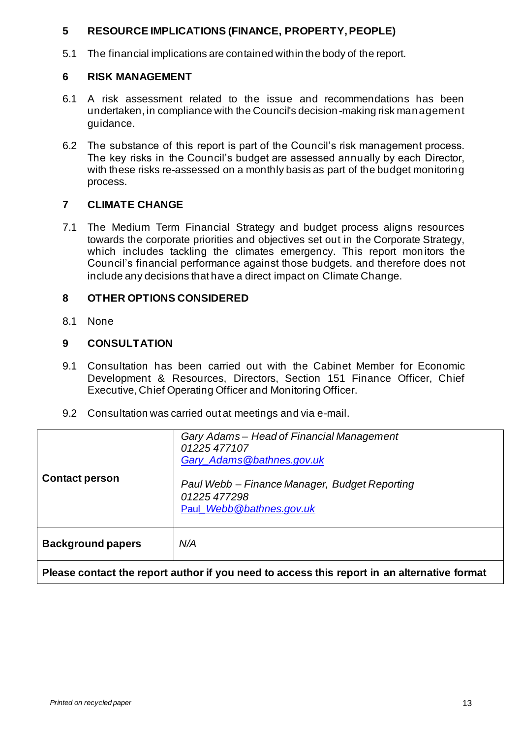## 5 RESOURCE IMPLICATIONS (FINANCE, PROPERTY, PEOPLE)

5.1 The financial implications are contained within the body of the report.

## 6 RISK MANAGEMENT

6.1 A risk assessment related to the issue and recommendations has been undertaken, in compliance with the Council's decision-making risk management guidance.

6.2 The substance of this report is part of the Council's risk management process. The key risks in the Council's budget are assessed annually by each Director, with these risks re-assessed on a monthly basis as part of the budget monitoring process.

## 7 CLIMATE CHANGE

7.1 The Medium Term Financial Strategy and budget process aligns resources towards the corporate priorities and objectives set out in the Corporate Strategy, which includes tackling the climates emergency. This report monitors the Council's financial performance against those budgets. and therefore does not include any decisions that have a direct impact on Climate Change.

## 8 OTHER OPTIONS CONSIDERED

8.1 None

## 9 CONSULTATION

9.1 Consultation has been carried out with the Cabinet Member for Economic Development & Resources, Directors, Section 151 Finance Officer, Chief Executive, Chief Operating Officer and Monitoring Officer.

9.2 Consultation was carried out at meetings and via e-mail.

| | |
|---|---|
| **Contact person** | *Gary Adams – Head of Financial Management*<br>*01225 477107*<br>*Gary_Adams@bathnes.gov.uk*<br><br>*Paul Webb – Finance Manager, Budget Reporting*<br>*01225 477298*<br>Paul_Webb@bathnes.gov.uk |
| **Background papers** | *N/A* |
| **Please contact the report author if you need to access this report in an alternative format** | |

*Printed on recycled paper*